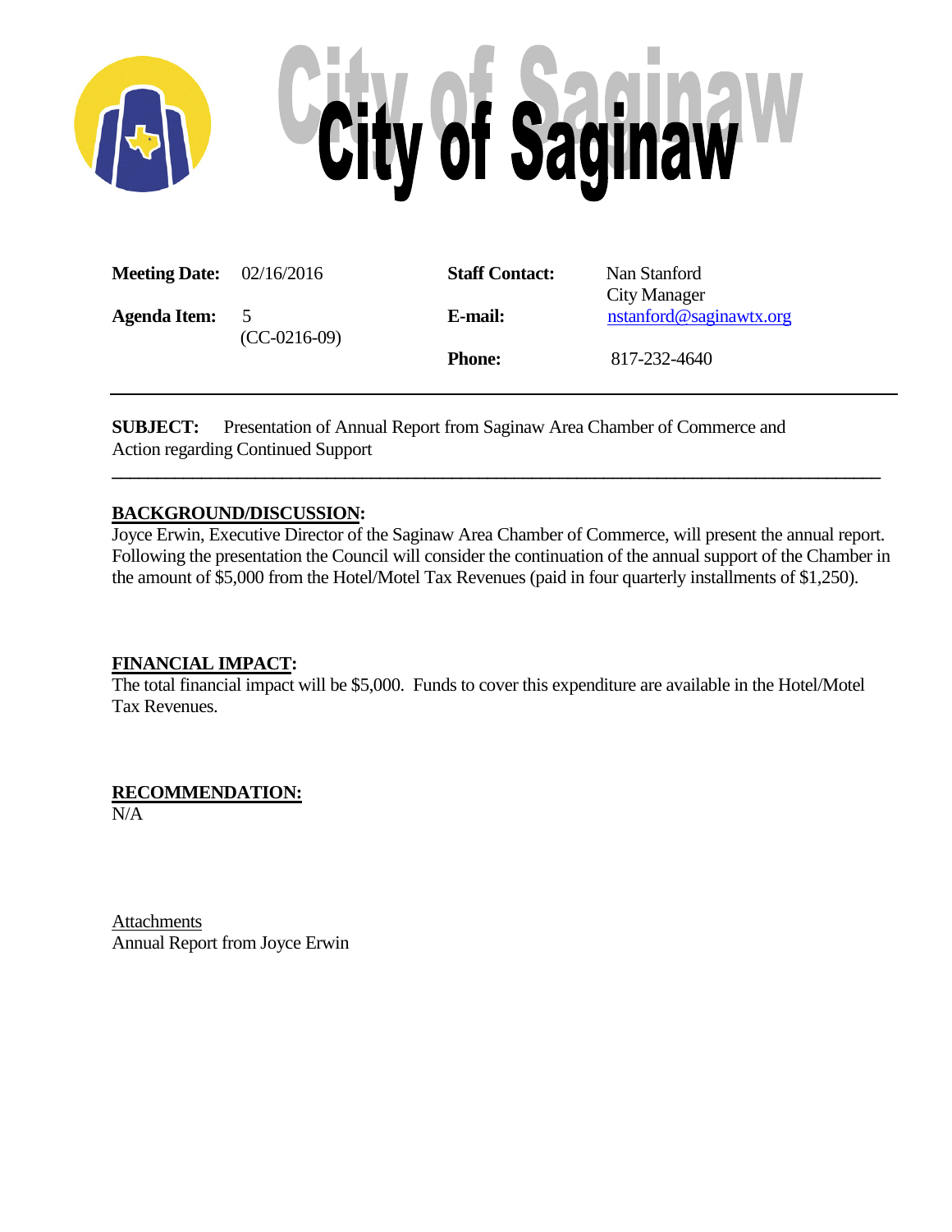# City of Saginaw

| | | | |
|---|---|---|---|
| **Meeting Date:** | 02/16/2016 | **Staff Contact:** | Nan Stanford<br>City Manager |
| **Agenda Item:** | 5<br>(CC-0216-09) | **E-mail:** | nstanford@saginawtx.org |
| | | **Phone:** | 817-232-4640 |

---

**SUBJECT:** Presentation of Annual Report from Saginaw Area Chamber of Commerce and Action regarding Continued Support

---

**BACKGROUND/DISCUSSION:**

Joyce Erwin, Executive Director of the Saginaw Area Chamber of Commerce, will present the annual report. Following the presentation the Council will consider the continuation of the annual support of the Chamber in the amount of $5,000 from the Hotel/Motel Tax Revenues (paid in four quarterly installments of $1,250).

**FINANCIAL IMPACT:**

The total financial impact will be $5,000. Funds to cover this expenditure are available in the Hotel/Motel Tax Revenues.

**RECOMMENDATION:**

N/A

Attachments

Annual Report from Joyce Erwin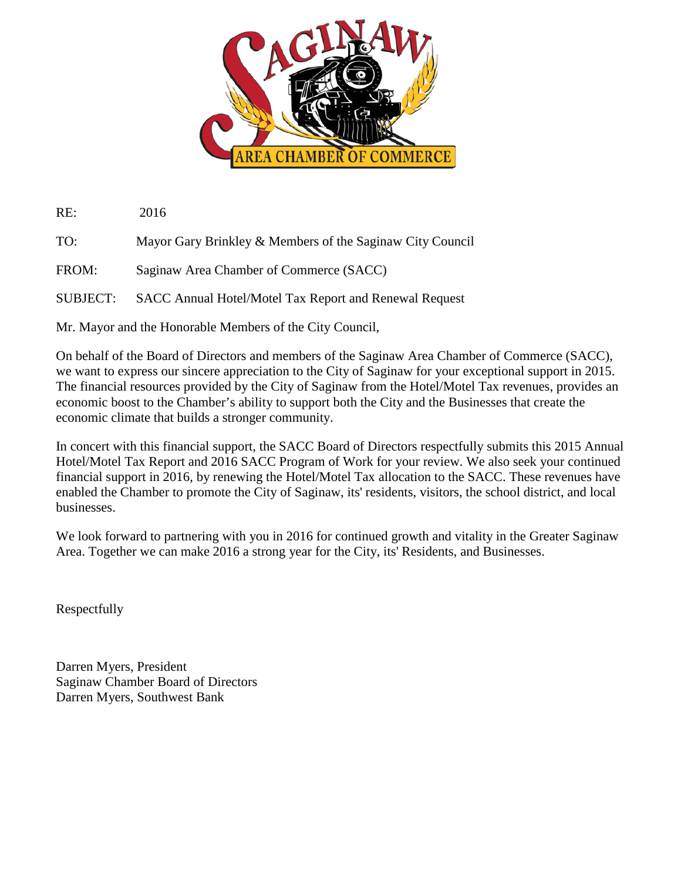RE: 2016

TO: Mayor Gary Brinkley & Members of the Saginaw City Council

FROM: Saginaw Area Chamber of Commerce (SACC)

SUBJECT: SACC Annual Hotel/Motel Tax Report and Renewal Request

Mr. Mayor and the Honorable Members of the City Council,

On behalf of the Board of Directors and members of the Saginaw Area Chamber of Commerce (SACC), we want to express our sincere appreciation to the City of Saginaw for your exceptional support in 2015. The financial resources provided by the City of Saginaw from the Hotel/Motel Tax revenues, provides an economic boost to the Chamber's ability to support both the City and the Businesses that create the economic climate that builds a stronger community.

In concert with this financial support, the SACC Board of Directors respectfully submits this 2015 Annual Hotel/Motel Tax Report and 2016 SACC Program of Work for your review. We also seek your continued financial support in 2016, by renewing the Hotel/Motel Tax allocation to the SACC. These revenues have enabled the Chamber to promote the City of Saginaw, its' residents, visitors, the school district, and local businesses.

We look forward to partnering with you in 2016 for continued growth and vitality in the Greater Saginaw Area. Together we can make 2016 a strong year for the City, its' Residents, and Businesses.

Respectfully

Darren Myers, President
Saginaw Chamber Board of Directors
Darren Myers, Southwest Bank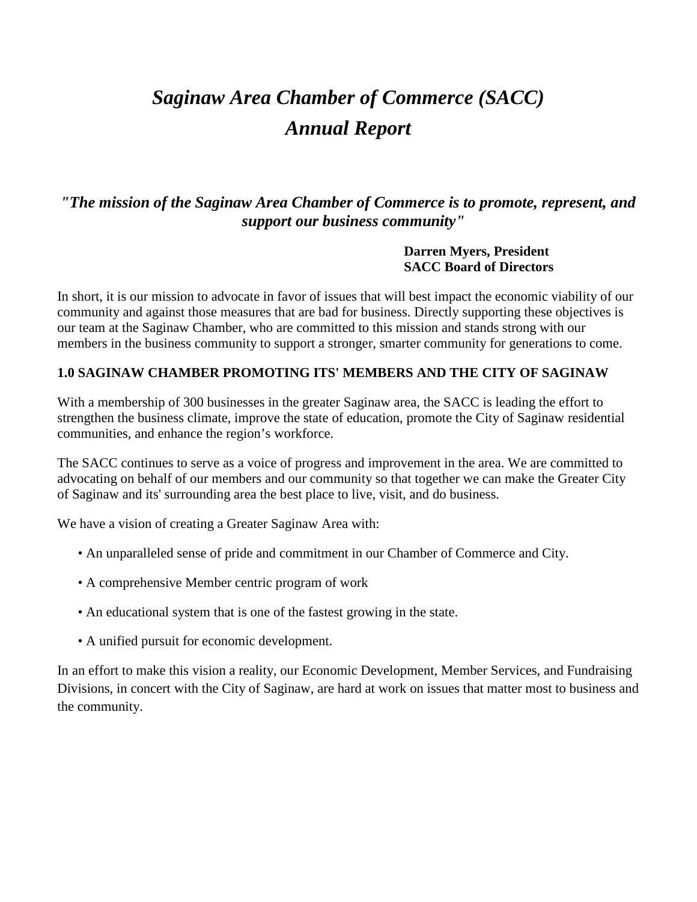# *Saginaw Area Chamber of Commerce (SACC)*
# *Annual Report*

***"The mission of the Saginaw Area Chamber of Commerce is to promote, represent, and support our business community"***

**Darren Myers, President**
**SACC Board of Directors**

In short, it is our mission to advocate in favor of issues that will best impact the economic viability of our community and against those measures that are bad for business. Directly supporting these objectives is our team at the Saginaw Chamber, who are committed to this mission and stands strong with our members in the business community to support a stronger, smarter community for generations to come.

### 1.0 SAGINAW CHAMBER PROMOTING ITS' MEMBERS AND THE CITY OF SAGINAW

With a membership of 300 businesses in the greater Saginaw area, the SACC is leading the effort to strengthen the business climate, improve the state of education, promote the City of Saginaw residential communities, and enhance the region's workforce.

The SACC continues to serve as a voice of progress and improvement in the area. We are committed to advocating on behalf of our members and our community so that together we can make the Greater City of Saginaw and its' surrounding area the best place to live, visit, and do business.

We have a vision of creating a Greater Saginaw Area with:

- An unparalleled sense of pride and commitment in our Chamber of Commerce and City.
- A comprehensive Member centric program of work
- An educational system that is one of the fastest growing in the state.
- A unified pursuit for economic development.

In an effort to make this vision a reality, our Economic Development, Member Services, and Fundraising Divisions, in concert with the City of Saginaw, are hard at work on issues that matter most to business and the community.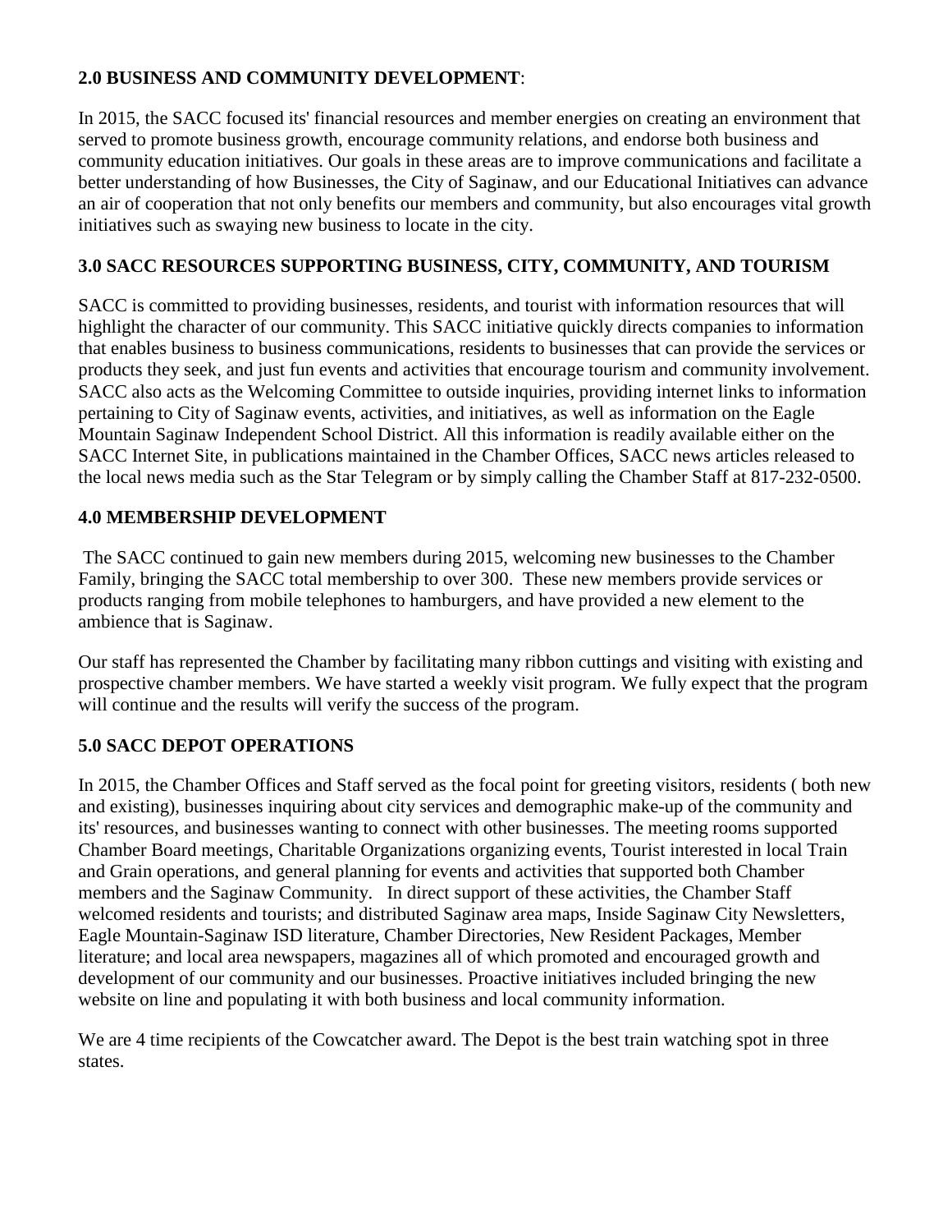**2.0 BUSINESS AND COMMUNITY DEVELOPMENT**:

In 2015, the SACC focused its' financial resources and member energies on creating an environment that served to promote business growth, encourage community relations, and endorse both business and community education initiatives. Our goals in these areas are to improve communications and facilitate a better understanding of how Businesses, the City of Saginaw, and our Educational Initiatives can advance an air of cooperation that not only benefits our members and community, but also encourages vital growth initiatives such as swaying new business to locate in the city.

**3.0 SACC RESOURCES SUPPORTING BUSINESS, CITY, COMMUNITY, AND TOURISM**

SACC is committed to providing businesses, residents, and tourist with information resources that will highlight the character of our community. This SACC initiative quickly directs companies to information that enables business to business communications, residents to businesses that can provide the services or products they seek, and just fun events and activities that encourage tourism and community involvement. SACC also acts as the Welcoming Committee to outside inquiries, providing internet links to information pertaining to City of Saginaw events, activities, and initiatives, as well as information on the Eagle Mountain Saginaw Independent School District. All this information is readily available either on the SACC Internet Site, in publications maintained in the Chamber Offices, SACC news articles released to the local news media such as the Star Telegram or by simply calling the Chamber Staff at 817-232-0500.

**4.0 MEMBERSHIP DEVELOPMENT**

The SACC continued to gain new members during 2015, welcoming new businesses to the Chamber Family, bringing the SACC total membership to over 300. These new members provide services or products ranging from mobile telephones to hamburgers, and have provided a new element to the ambience that is Saginaw.

Our staff has represented the Chamber by facilitating many ribbon cuttings and visiting with existing and prospective chamber members. We have started a weekly visit program. We fully expect that the program will continue and the results will verify the success of the program.

**5.0 SACC DEPOT OPERATIONS**

In 2015, the Chamber Offices and Staff served as the focal point for greeting visitors, residents ( both new and existing), businesses inquiring about city services and demographic make-up of the community and its' resources, and businesses wanting to connect with other businesses. The meeting rooms supported Chamber Board meetings, Charitable Organizations organizing events, Tourist interested in local Train and Grain operations, and general planning for events and activities that supported both Chamber members and the Saginaw Community. In direct support of these activities, the Chamber Staff welcomed residents and tourists; and distributed Saginaw area maps, Inside Saginaw City Newsletters, Eagle Mountain-Saginaw ISD literature, Chamber Directories, New Resident Packages, Member literature; and local area newspapers, magazines all of which promoted and encouraged growth and development of our community and our businesses. Proactive initiatives included bringing the new website on line and populating it with both business and local community information.

We are 4 time recipients of the Cowcatcher award. The Depot is the best train watching spot in three states.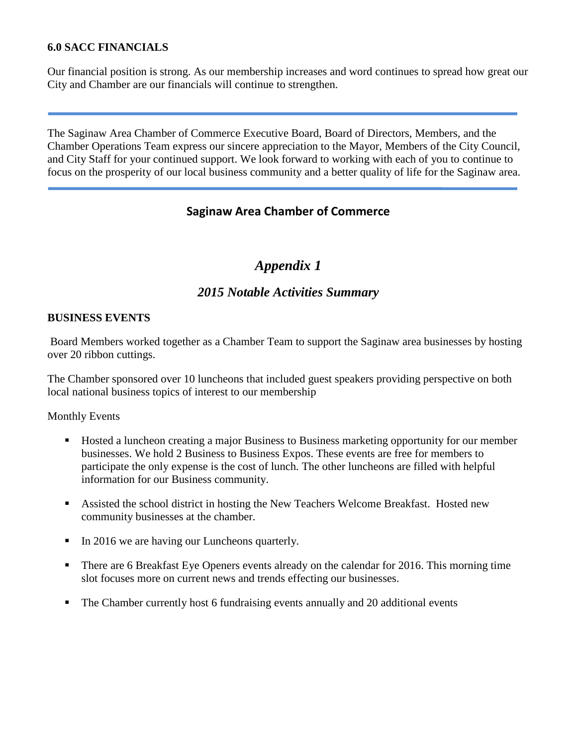**6.0 SACC FINANCIALS**

Our financial position is strong. As our membership increases and word continues to spread how great our City and Chamber are our financials will continue to strengthen.

---

The Saginaw Area Chamber of Commerce Executive Board, Board of Directors, Members, and the Chamber Operations Team express our sincere appreciation to the Mayor, Members of the City Council, and City Staff for your continued support. We look forward to working with each of you to continue to focus on the prosperity of our local business community and a better quality of life for the Saginaw area.

---

**Saginaw Area Chamber of Commerce**

# *Appendix 1*

## *2015 Notable Activities Summary*

**BUSINESS EVENTS**

Board Members worked together as a Chamber Team to support the Saginaw area businesses by hosting over 20 ribbon cuttings.

The Chamber sponsored over 10 luncheons that included guest speakers providing perspective on both local national business topics of interest to our membership

Monthly Events

- Hosted a luncheon creating a major Business to Business marketing opportunity for our member businesses. We hold 2 Business to Business Expos. These events are free for members to participate the only expense is the cost of lunch. The other luncheons are filled with helpful information for our Business community.
- Assisted the school district in hosting the New Teachers Welcome Breakfast. Hosted new community businesses at the chamber.
- In 2016 we are having our Luncheons quarterly.
- There are 6 Breakfast Eye Openers events already on the calendar for 2016. This morning time slot focuses more on current news and trends effecting our businesses.
- The Chamber currently host 6 fundraising events annually and 20 additional events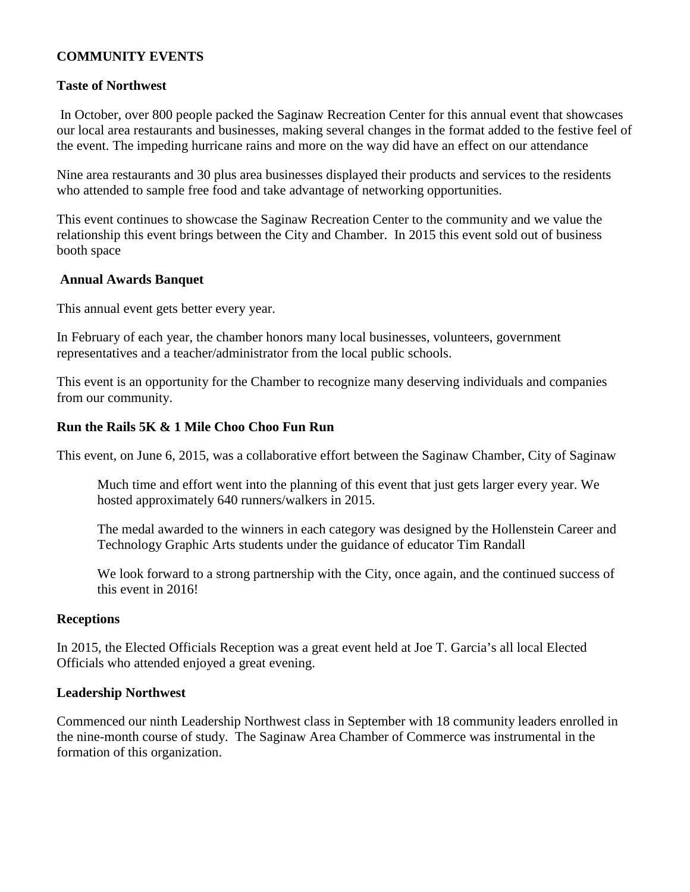**COMMUNITY EVENTS**

**Taste of Northwest**

In October, over 800 people packed the Saginaw Recreation Center for this annual event that showcases our local area restaurants and businesses, making several changes in the format added to the festive feel of the event. The impeding hurricane rains and more on the way did have an effect on our attendance

Nine area restaurants and 30 plus area businesses displayed their products and services to the residents who attended to sample free food and take advantage of networking opportunities.

This event continues to showcase the Saginaw Recreation Center to the community and we value the relationship this event brings between the City and Chamber. In 2015 this event sold out of business booth space

**Annual Awards Banquet**

This annual event gets better every year.

In February of each year, the chamber honors many local businesses, volunteers, government representatives and a teacher/administrator from the local public schools.

This event is an opportunity for the Chamber to recognize many deserving individuals and companies from our community.

**Run the Rails 5K & 1 Mile Choo Choo Fun Run**

This event, on June 6, 2015, was a collaborative effort between the Saginaw Chamber, City of Saginaw

> Much time and effort went into the planning of this event that just gets larger every year. We hosted approximately 640 runners/walkers in 2015.
>
> The medal awarded to the winners in each category was designed by the Hollenstein Career and Technology Graphic Arts students under the guidance of educator Tim Randall
>
> We look forward to a strong partnership with the City, once again, and the continued success of this event in 2016!

**Receptions**

In 2015, the Elected Officials Reception was a great event held at Joe T. Garcia's all local Elected Officials who attended enjoyed a great evening.

**Leadership Northwest**

Commenced our ninth Leadership Northwest class in September with 18 community leaders enrolled in the nine-month course of study. The Saginaw Area Chamber of Commerce was instrumental in the formation of this organization.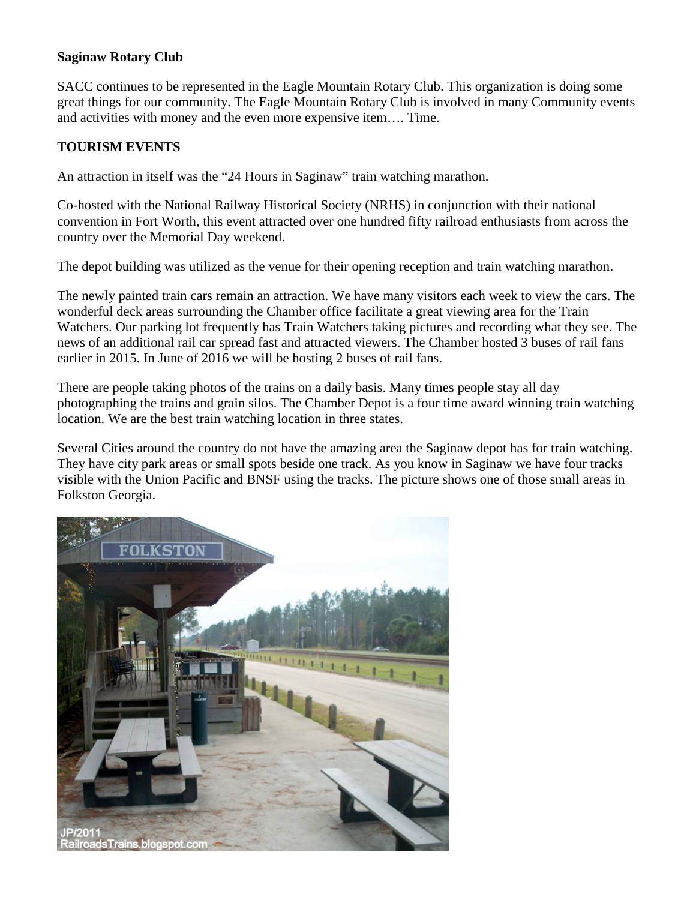**Saginaw Rotary Club**

SACC continues to be represented in the Eagle Mountain Rotary Club. This organization is doing some great things for our community. The Eagle Mountain Rotary Club is involved in many Community events and activities with money and the even more expensive item…. Time.

**TOURISM EVENTS**

An attraction in itself was the "24 Hours in Saginaw" train watching marathon.

Co-hosted with the National Railway Historical Society (NRHS) in conjunction with their national convention in Fort Worth, this event attracted over one hundred fifty railroad enthusiasts from across the country over the Memorial Day weekend.

The depot building was utilized as the venue for their opening reception and train watching marathon.

The newly painted train cars remain an attraction. We have many visitors each week to view the cars. The wonderful deck areas surrounding the Chamber office facilitate a great viewing area for the Train Watchers. Our parking lot frequently has Train Watchers taking pictures and recording what they see. The news of an additional rail car spread fast and attracted viewers. The Chamber hosted 3 buses of rail fans earlier in 2015. In June of 2016 we will be hosting 2 buses of rail fans.

There are people taking photos of the trains on a daily basis. Many times people stay all day photographing the trains and grain silos. The Chamber Depot is a four time award winning train watching location. We are the best train watching location in three states.

Several Cities around the country do not have the amazing area the Saginaw depot has for train watching. They have city park areas or small spots beside one track. As you know in Saginaw we have four tracks visible with the Union Pacific and BNSF using the tracks. The picture shows one of those small areas in Folkston Georgia.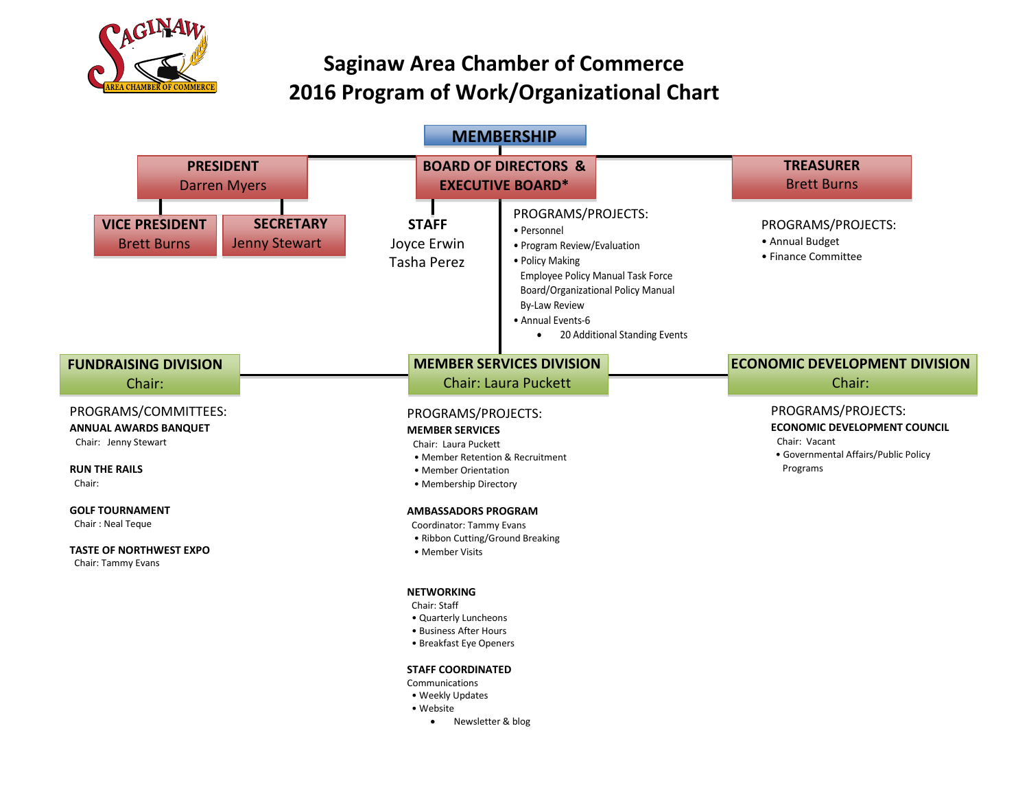# Saginaw Area Chamber of Commerce
# 2016 Program of Work/Organizational Chart

## MEMBERSHIP

**PRESIDENT**
Darren Myers

**VICE PRESIDENT**
Brett Burns

**SECRETARY**
Jenny Stewart

**BOARD OF DIRECTORS & EXECUTIVE BOARD***

**STAFF**
Joyce Erwin
Tasha Perez

PROGRAMS/PROJECTS:
- Personnel
- Program Review/Evaluation
- Policy Making
  - Employee Policy Manual Task Force
  - Board/Organizational Policy Manual
  - By-Law Review
- Annual Events-6
  - 20 Additional Standing Events

**TREASURER**
Brett Burns

PROGRAMS/PROJECTS:
- Annual Budget
- Finance Committee

## FUNDRAISING DIVISION
Chair:

PROGRAMS/COMMITTEES:

**ANNUAL AWARDS BANQUET**
Chair: Jenny Stewart

**RUN THE RAILS**
Chair:

**GOLF TOURNAMENT**
Chair : Neal Teque

**TASTE OF NORTHWEST EXPO**
Chair: Tammy Evans

## MEMBER SERVICES DIVISION
Chair: Laura Puckett

PROGRAMS/PROJECTS:

**MEMBER SERVICES**
Chair: Laura Puckett
- Member Retention & Recruitment
- Member Orientation
- Membership Directory

**AMBASSADORS PROGRAM**
Coordinator: Tammy Evans
- Ribbon Cutting/Ground Breaking
- Member Visits

**NETWORKING**
Chair: Staff
- Quarterly Luncheons
- Business After Hours
- Breakfast Eye Openers

**STAFF COORDINATED**
Communications
- Weekly Updates
- Website
  - Newsletter & blog

## ECONOMIC DEVELOPMENT DIVISION
Chair:

PROGRAMS/PROJECTS:

**ECONOMIC DEVELOPMENT COUNCIL**
Chair: Vacant
- Governmental Affairs/Public Policy Programs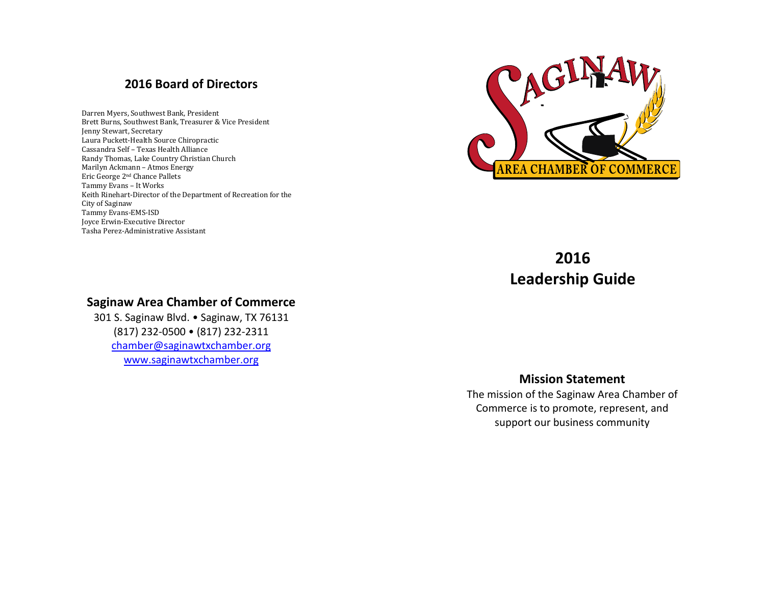## 2016 Board of Directors

Darren Myers, Southwest Bank, President
Brett Burns, Southwest Bank, Treasurer & Vice President
Jenny Stewart, Secretary
Laura Puckett-Health Source Chiropractic
Cassandra Self – Texas Health Alliance
Randy Thomas, Lake Country Christian Church
Marilyn Ackmann – Atmos Energy
Eric George 2nd Chance Pallets
Tammy Evans – It Works
Keith Rinehart-Director of the Department of Recreation for the City of Saginaw
Tammy Evans-EMS-ISD
Joyce Erwin-Executive Director
Tasha Perez-Administrative Assistant

## Saginaw Area Chamber of Commerce

301 S. Saginaw Blvd. • Saginaw, TX 76131
(817) 232-0500 • (817) 232-2311
chamber@saginawtxchamber.org
www.saginawtxchamber.org

SAGINAW AREA CHAMBER OF COMMERCE

# 2016 Leadership Guide

## Mission Statement

The mission of the Saginaw Area Chamber of Commerce is to promote, represent, and support our business community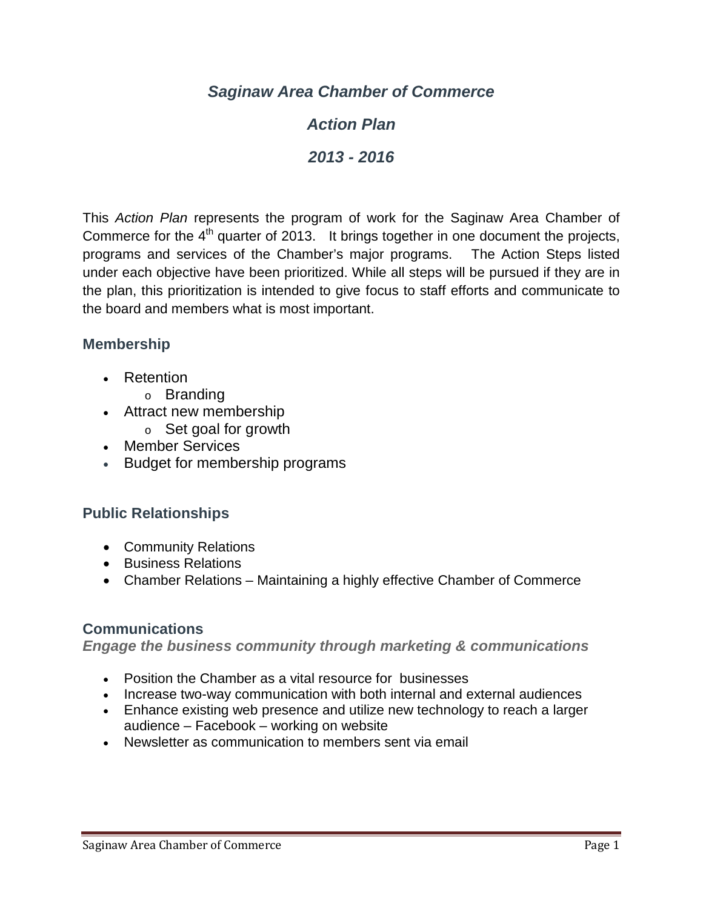# *Saginaw Area Chamber of Commerce*

## *Action Plan*

## *2013 - 2016*

This *Action Plan* represents the program of work for the Saginaw Area Chamber of Commerce for the 4th quarter of 2013. It brings together in one document the projects, programs and services of the Chamber's major programs. The Action Steps listed under each objective have been prioritized. While all steps will be pursued if they are in the plan, this prioritization is intended to give focus to staff efforts and communicate to the board and members what is most important.

### Membership

- Retention
  - Branding
- Attract new membership
  - Set goal for growth
- Member Services
- Budget for membership programs

### Public Relationships

- Community Relations
- Business Relations
- Chamber Relations – Maintaining a highly effective Chamber of Commerce

### Communications

***Engage the business community through marketing & communications***

- Position the Chamber as a vital resource for businesses
- Increase two-way communication with both internal and external audiences
- Enhance existing web presence and utilize new technology to reach a larger audience – Facebook – working on website
- Newsletter as communication to members sent via email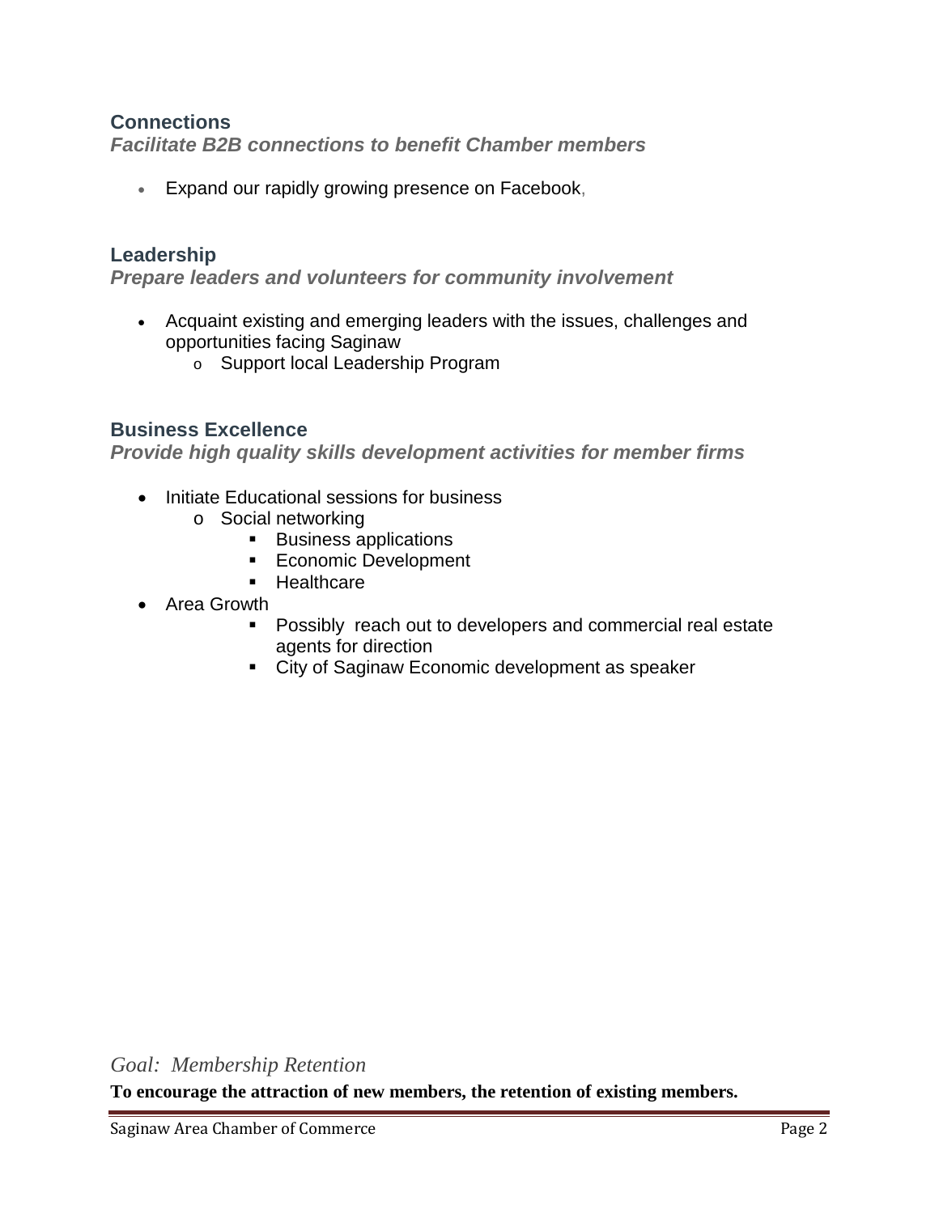### Connections

***Facilitate B2B connections to benefit Chamber members***

- Expand our rapidly growing presence on Facebook,

### Leadership

***Prepare leaders and volunteers for community involvement***

- Acquaint existing and emerging leaders with the issues, challenges and opportunities facing Saginaw
  - Support local Leadership Program

### Business Excellence

***Provide high quality skills development activities for member firms***

- Initiate Educational sessions for business
  - Social networking
    - Business applications
    - Economic Development
    - Healthcare
- Area Growth
    - Possibly reach out to developers and commercial real estate agents for direction
    - City of Saginaw Economic development as speaker

*Goal: Membership Retention*

**To encourage the attraction of new members, the retention of existing members.**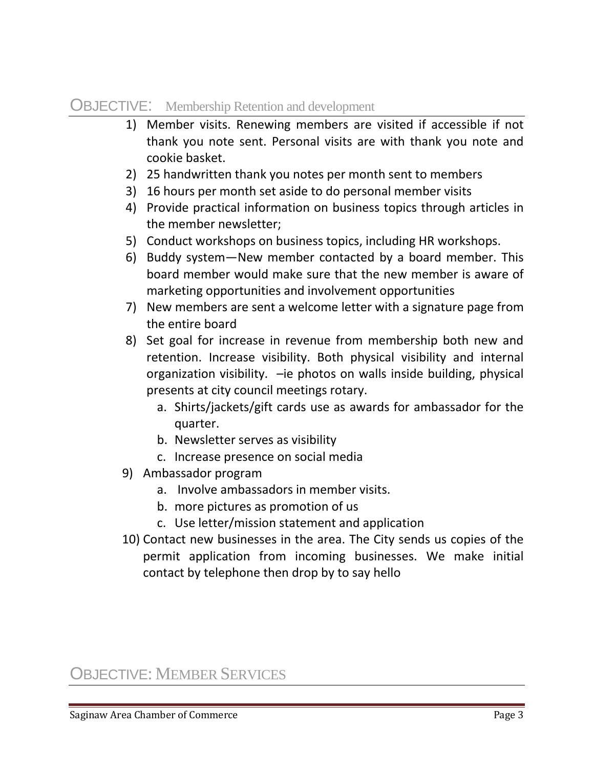## OBJECTIVE: Membership Retention and development

1) Member visits. Renewing members are visited if accessible if not thank you note sent. Personal visits are with thank you note and cookie basket.
2) 25 handwritten thank you notes per month sent to members
3) 16 hours per month set aside to do personal member visits
4) Provide practical information on business topics through articles in the member newsletter;
5) Conduct workshops on business topics, including HR workshops.
6) Buddy system—New member contacted by a board member. This board member would make sure that the new member is aware of marketing opportunities and involvement opportunities
7) New members are sent a welcome letter with a signature page from the entire board
8) Set goal for increase in revenue from membership both new and retention. Increase visibility. Both physical visibility and internal organization visibility. –ie photos on walls inside building, physical presents at city council meetings rotary.
   a. Shirts/jackets/gift cards use as awards for ambassador for the quarter.
   b. Newsletter serves as visibility
   c. Increase presence on social media
9) Ambassador program
   a. Involve ambassadors in member visits.
   b. more pictures as promotion of us
   c. Use letter/mission statement and application
10) Contact new businesses in the area. The City sends us copies of the permit application from incoming businesses. We make initial contact by telephone then drop by to say hello

## OBJECTIVE: MEMBER SERVICES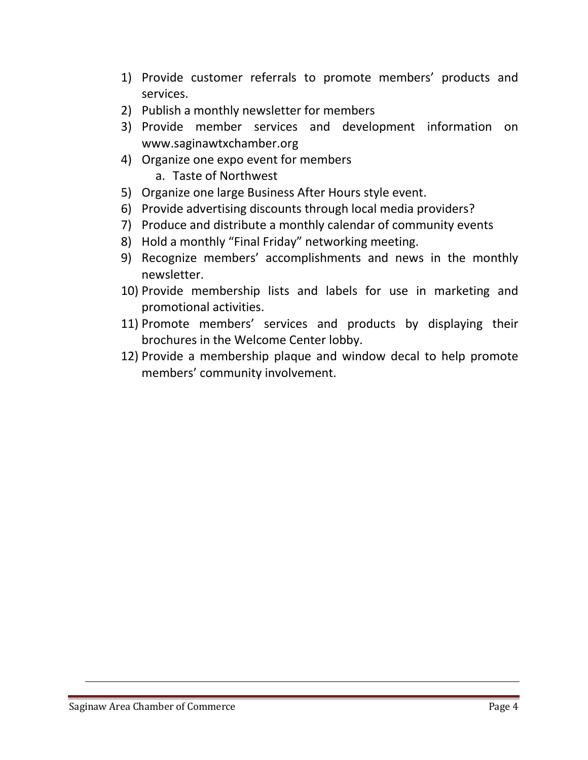1) Provide customer referrals to promote members' products and services.
2) Publish a monthly newsletter for members
3) Provide member services and development information on www.saginawtxchamber.org
4) Organize one expo event for members
    a. Taste of Northwest
5) Organize one large Business After Hours style event.
6) Provide advertising discounts through local media providers?
7) Produce and distribute a monthly calendar of community events
8) Hold a monthly "Final Friday" networking meeting.
9) Recognize members' accomplishments and news in the monthly newsletter.
10) Provide membership lists and labels for use in marketing and promotional activities.
11) Promote members' services and products by displaying their brochures in the Welcome Center lobby.
12) Provide a membership plaque and window decal to help promote members' community involvement.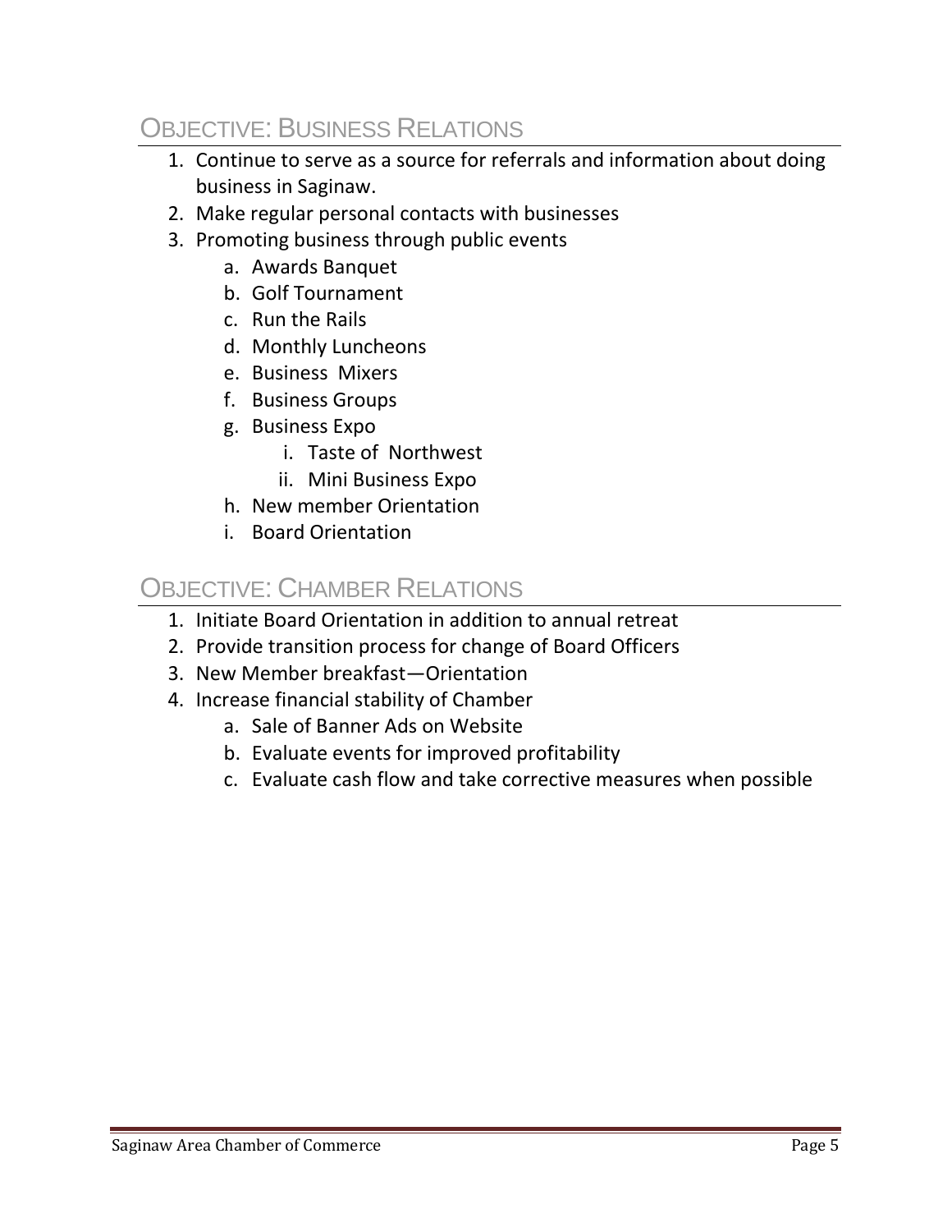## Objective: Business Relations

1. Continue to serve as a source for referrals and information about doing business in Saginaw.
2. Make regular personal contacts with businesses
3. Promoting business through public events
   a. Awards Banquet
   b. Golf Tournament
   c. Run the Rails
   d. Monthly Luncheons
   e. Business Mixers
   f. Business Groups
   g. Business Expo
      i. Taste of Northwest
      ii. Mini Business Expo
   h. New member Orientation
   i. Board Orientation

## Objective: Chamber Relations

1. Initiate Board Orientation in addition to annual retreat
2. Provide transition process for change of Board Officers
3. New Member breakfast—Orientation
4. Increase financial stability of Chamber
   a. Sale of Banner Ads on Website
   b. Evaluate events for improved profitability
   c. Evaluate cash flow and take corrective measures when possible